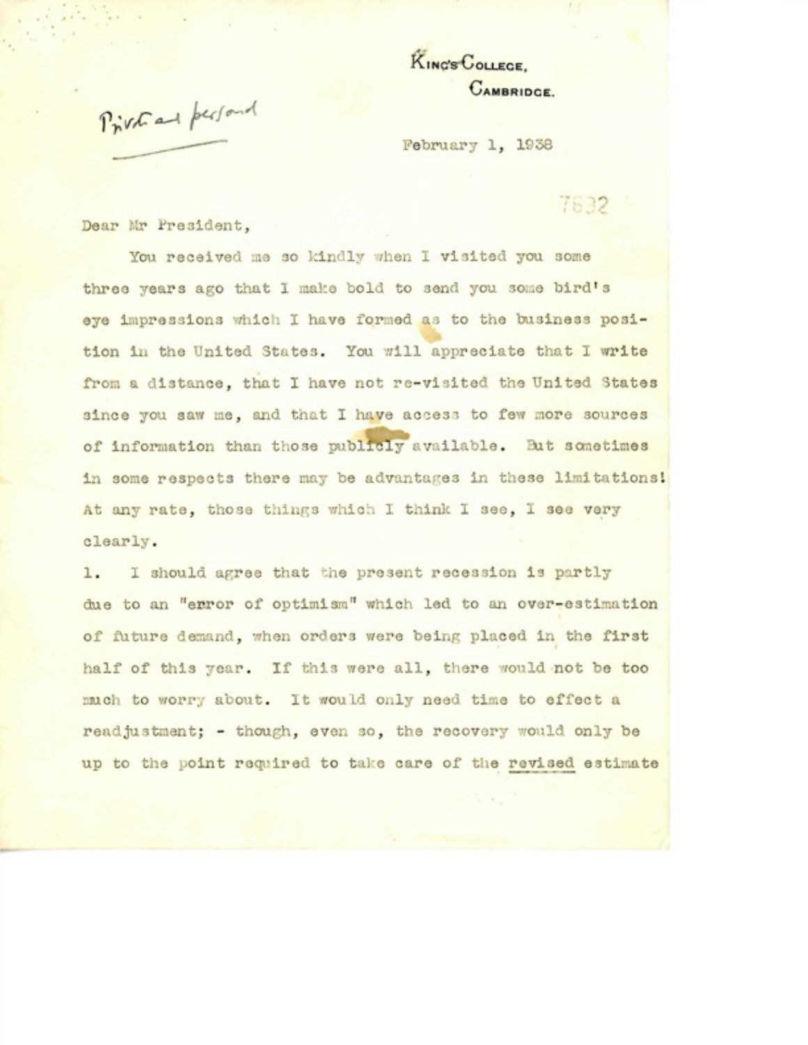King's College,
Cambridge.

*Private and personal*

February 1, 1938

7632

Dear Mr President,

You received me so kindly when I visited you some three years ago that I make bold to send you some bird's eye impressions which I have formed as to the business position in the United States. You will appreciate that I write from a distance, that I have not re-visited the United States since you saw me, and that I have access to few more sources of information than those publicly available. But sometimes in some respects there may be advantages in these limitations! At any rate, those things which I think I see, I see very clearly.

1. I should agree that the present recession is partly due to an "error of optimism" which led to an over-estimation of future demand, when orders were being placed in the first half of this year. If this were all, there would not be too much to worry about. It would only need time to effect a readjustment; - though, even so, the recovery would only be up to the point required to take care of the <u>revised</u> estimate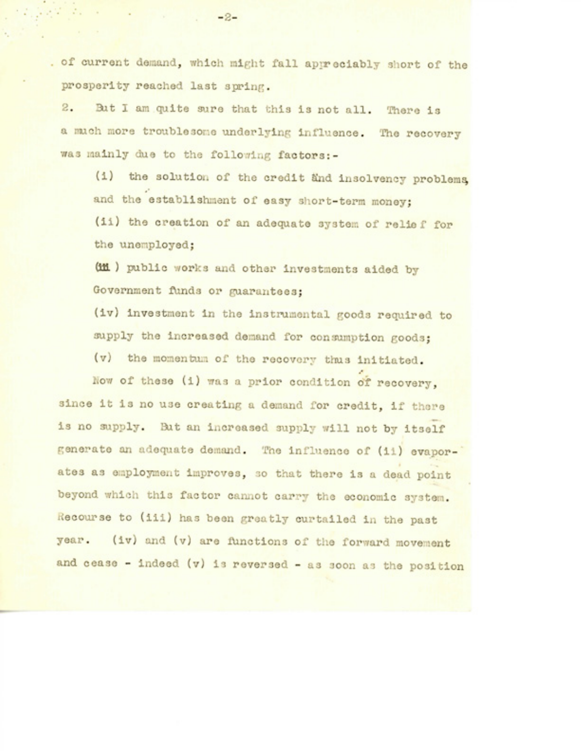of current demand, which might fall appreciably short of the prosperity reached last spring.

2. But I am quite sure that this is not all. There is a much more troublesome underlying influence. The recovery was mainly due to the following factors:-

(i) the solution of the credit and insolvency problems, and the establishment of easy short-term money;

(ii) the creation of an adequate system of relief for the unemployed;

(iii) public works and other investments aided by Government funds or guarantees;

(iv) investment in the instrumental goods required to supply the increased demand for consumption goods;

(v) the momentum of the recovery thus initiated.

Now of these (i) was a prior condition of recovery, since it is no use creating a demand for credit, if there is no supply. But an increased supply will not by itself generate an adequate demand. The influence of (ii) evaporates as employment improves, so that there is a dead point beyond which this factor cannot carry the economic system. Recourse to (iii) has been greatly curtailed in the past year. (iv) and (v) are functions of the forward movement and cease - indeed (v) is reversed - as soon as the position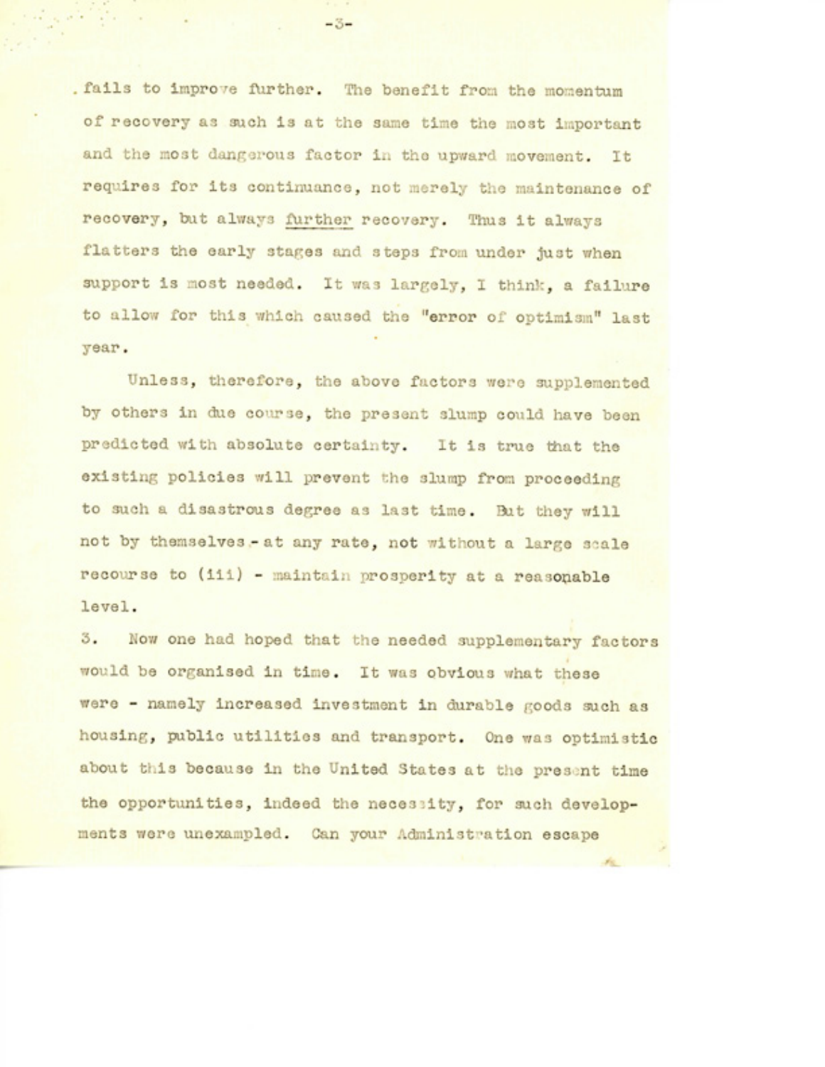fails to improve further. The benefit from the momentum of recovery as such is at the same time the most important and the most dangerous factor in the upward movement. It requires for its continuance, not merely the maintenance of recovery, but always *further* recovery. Thus it always flatters the early stages and steps from under just when support is most needed. It was largely, I think, a failure to allow for this which caused the "error of optimism" last year.

Unless, therefore, the above factors were supplemented by others in due course, the present slump could have been predicted with absolute certainty. It is true that the existing policies will prevent the slump from proceeding to such a disastrous degree as last time. But they will not by themselves - at any rate, not without a large scale recourse to (iii) - maintain prosperity at a reasonable level.

3. Now one had hoped that the needed supplementary factors would be organised in time. It was obvious what these were - namely increased investment in durable goods such as housing, public utilities and transport. One was optimistic about this because in the United States at the present time the opportunities, indeed the necessity, for such developments were unexampled. Can your Administration escape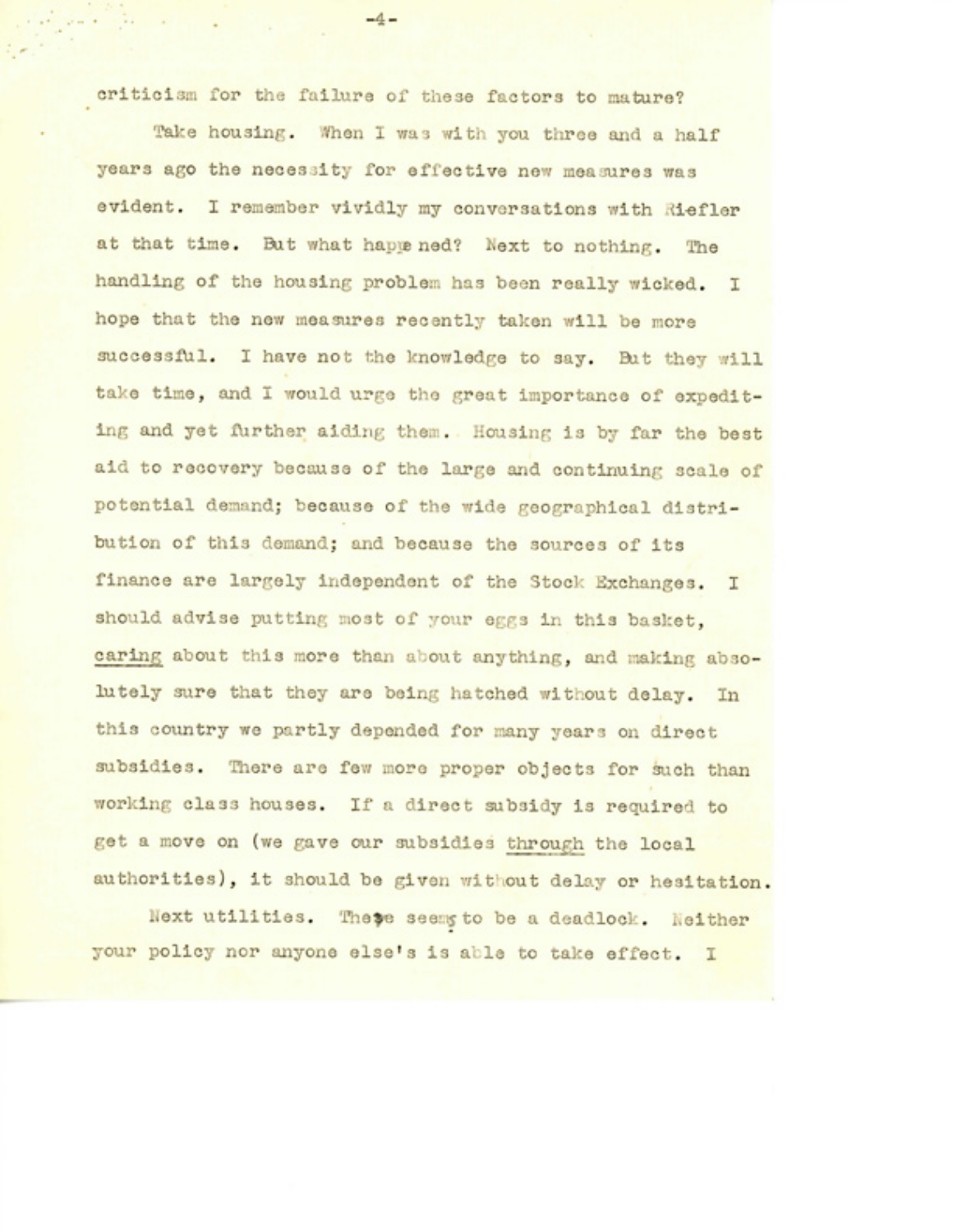criticism for the failure of these factors to mature?

Take housing. When I was with you three and a half years ago the necessity for effective new measures was evident. I remember vividly my conversations with Riefler at that time. But what happened? Next to nothing. The handling of the housing problem has been really wicked. I hope that the new measures recently taken will be more successful. I have not the knowledge to say. But they will take time, and I would urge the great importance of expediting and yet further aiding them. Housing is by far the best aid to recovery because of the large and continuing scale of potential demand; because of the wide geographical distribution of this demand; and because the sources of its finance are largely independent of the Stock Exchanges. I should advise putting most of your eggs in this basket, caring about this more than about anything, and making absolutely sure that they are being hatched without delay. In this country we partly depended for many years on direct subsidies. There are few more proper objects for such than working class houses. If a direct subsidy is required to get a move on (we gave our subsidies through the local authorities), it should be given without delay or hesitation.

Next utilities. There seems to be a deadlock. Neither your policy nor anyone else's is able to take effect. I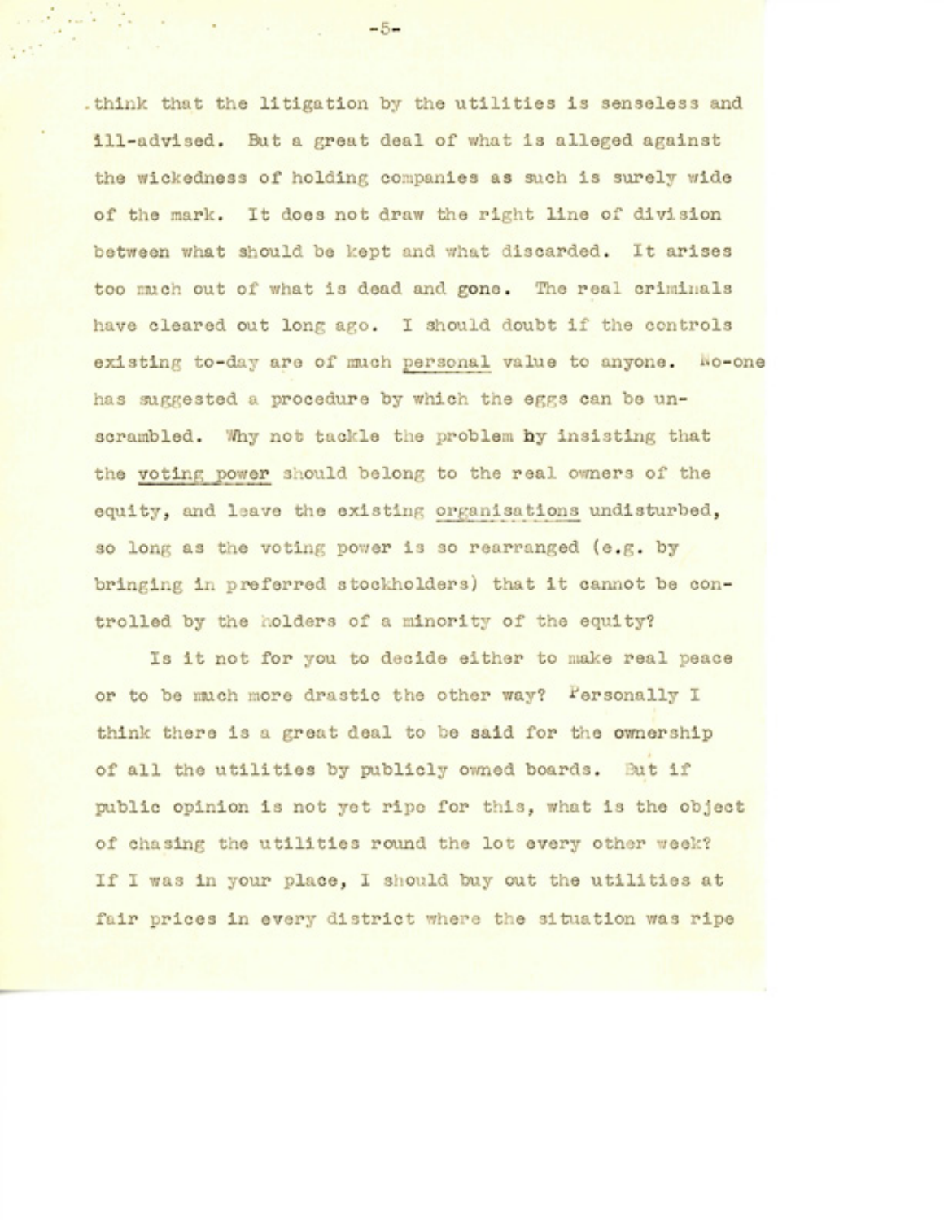think that the litigation by the utilities is senseless and ill-advised. But a great deal of what is alleged against the wickedness of holding companies as such is surely wide of the mark. It does not draw the right line of division between what should be kept and what discarded. It arises too much out of what is dead and gone. The real criminals have cleared out long ago. I should doubt if the controls existing to-day are of much <u>personal</u> value to anyone. No-one has suggested a procedure by which the eggs can be unscrambled. Why not tackle the problem by insisting that the <u>voting power</u> should belong to the real owners of the equity, and leave the existing <u>organisations</u> undisturbed, so long as the voting power is so rearranged (e.g. by bringing in preferred stockholders) that it cannot be controlled by the holders of a minority of the equity?

Is it not for you to decide either to make real peace or to be much more drastic the other way? Personally I think there is a great deal to be said for the ownership of all the utilities by publicly owned boards. But if public opinion is not yet ripe for this, what is the object of chasing the utilities round the lot every other week? If I was in your place, I should buy out the utilities at fair prices in every district where the situation was ripe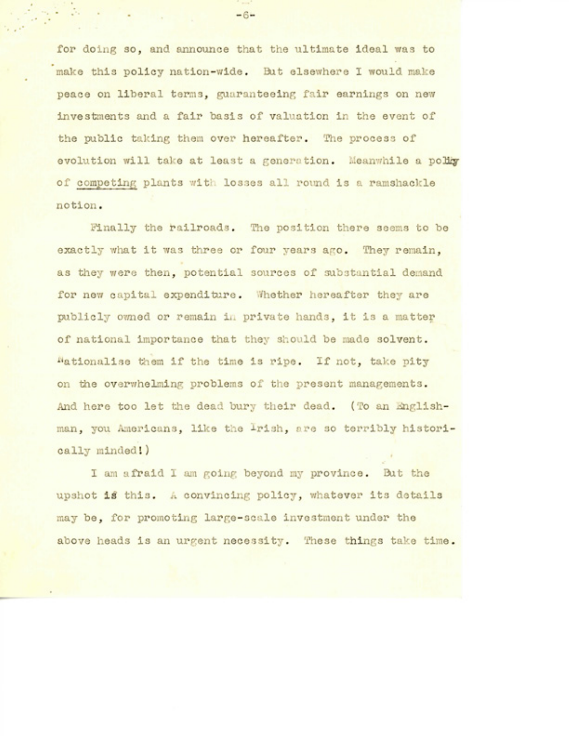for doing so, and announce that the ultimate ideal was to make this policy nation-wide. But elsewhere I would make peace on liberal terms, guaranteeing fair earnings on new investments and a fair basis of valuation in the event of the public taking them over hereafter. The process of evolution will take at least a generation. Meanwhile a policy of competing plants with losses all round is a ramshackle notion.

Finally the railroads. The position there seems to be exactly what it was three or four years ago. They remain, as they were then, potential sources of substantial demand for new capital expenditure. Whether hereafter they are publicly owned or remain in private hands, it is a matter of national importance that they should be made solvent. Nationalise them if the time is ripe. If not, take pity on the overwhelming problems of the present managements. And here too let the dead bury their dead. (To an Englishman, you Americans, like the Irish, are so terribly historically minded!)

I am afraid I am going beyond my province. But the upshot is this. A convincing policy, whatever its details may be, for promoting large-scale investment under the above heads is an urgent necessity. These things take time.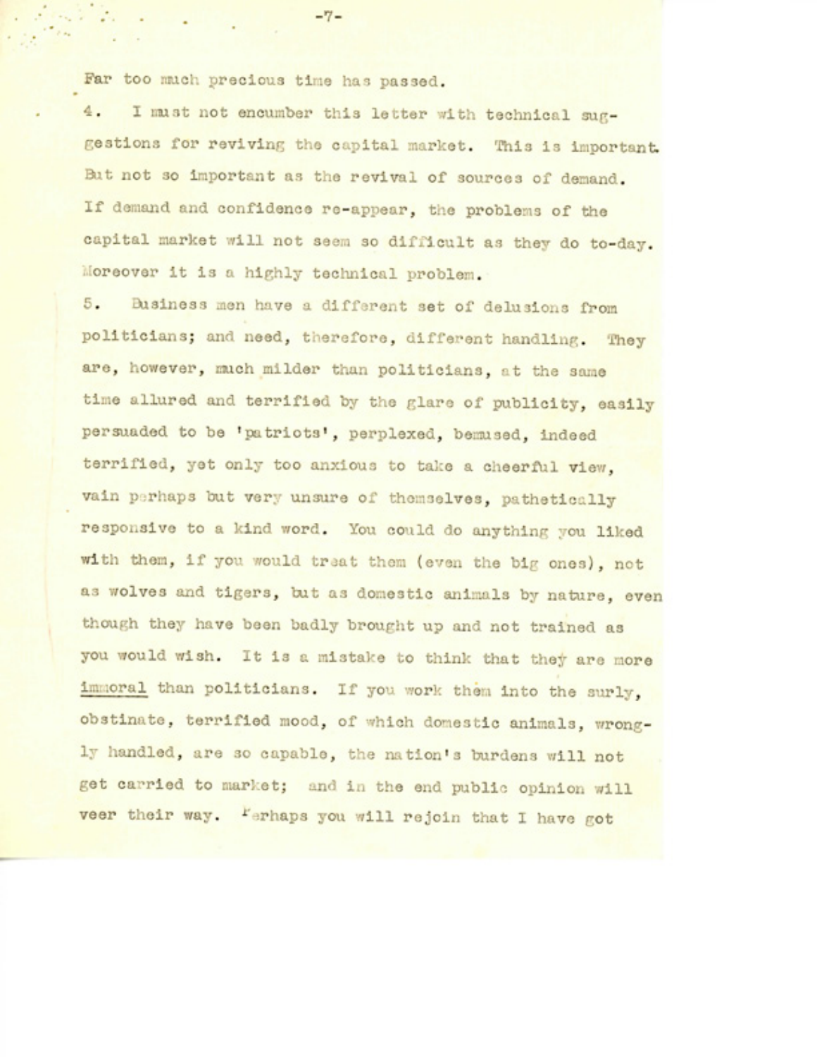Far too much precious time has passed.

4. I must not encumber this letter with technical suggestions for reviving the capital market. This is important. But not so important as the revival of sources of demand. If demand and confidence re-appear, the problems of the capital market will not seem so difficult as they do to-day. Moreover it is a highly technical problem.

5. Business men have a different set of delusions from politicians; and need, therefore, different handling. They are, however, much milder than politicians, at the same time allured and terrified by the glare of publicity, easily persuaded to be 'patriots', perplexed, bemused, indeed terrified, yet only too anxious to take a cheerful view, vain perhaps but very unsure of themselves, pathetically responsive to a kind word. You could do anything you liked with them, if you would treat them (even the big ones), not as wolves and tigers, but as domestic animals by nature, even though they have been badly brought up and not trained as you would wish. It is a mistake to think that they are more <u>immoral</u> than politicians. If you work them into the surly, obstinate, terrified mood, of which domestic animals, wrongly handled, are so capable, the nation's burdens will not get carried to market; and in the end public opinion will veer their way. Perhaps you will rejoin that I have got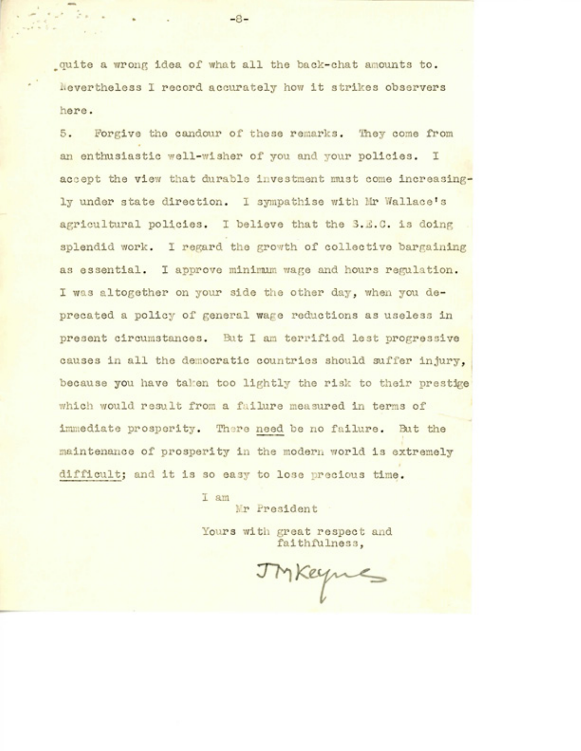quite a wrong idea of what all the back-chat amounts to. Nevertheless I record accurately how it strikes observers here.

5. Forgive the candour of these remarks. They come from an enthusiastic well-wisher of you and your policies. I accept the view that durable investment must come increasingly under state direction. I sympathise with Mr Wallace's agricultural policies. I believe that the S.E.C. is doing splendid work. I regard the growth of collective bargaining as essential. I approve minimum wage and hours regulation. I was altogether on your side the other day, when you deprecated a policy of general wage reductions as useless in present circumstances. But I am terrified lest progressive causes in all the democratic countries should suffer injury, because you have taken too lightly the risk to their prestige which would result from a failure measured in terms of immediate prosperity. There <u>need</u> be no failure. But the maintenance of prosperity in the modern world is extremely <u>difficult</u>; and it is so easy to lose precious time.

I am
Mr President

Yours with great respect and faithfulness,

JM Keynes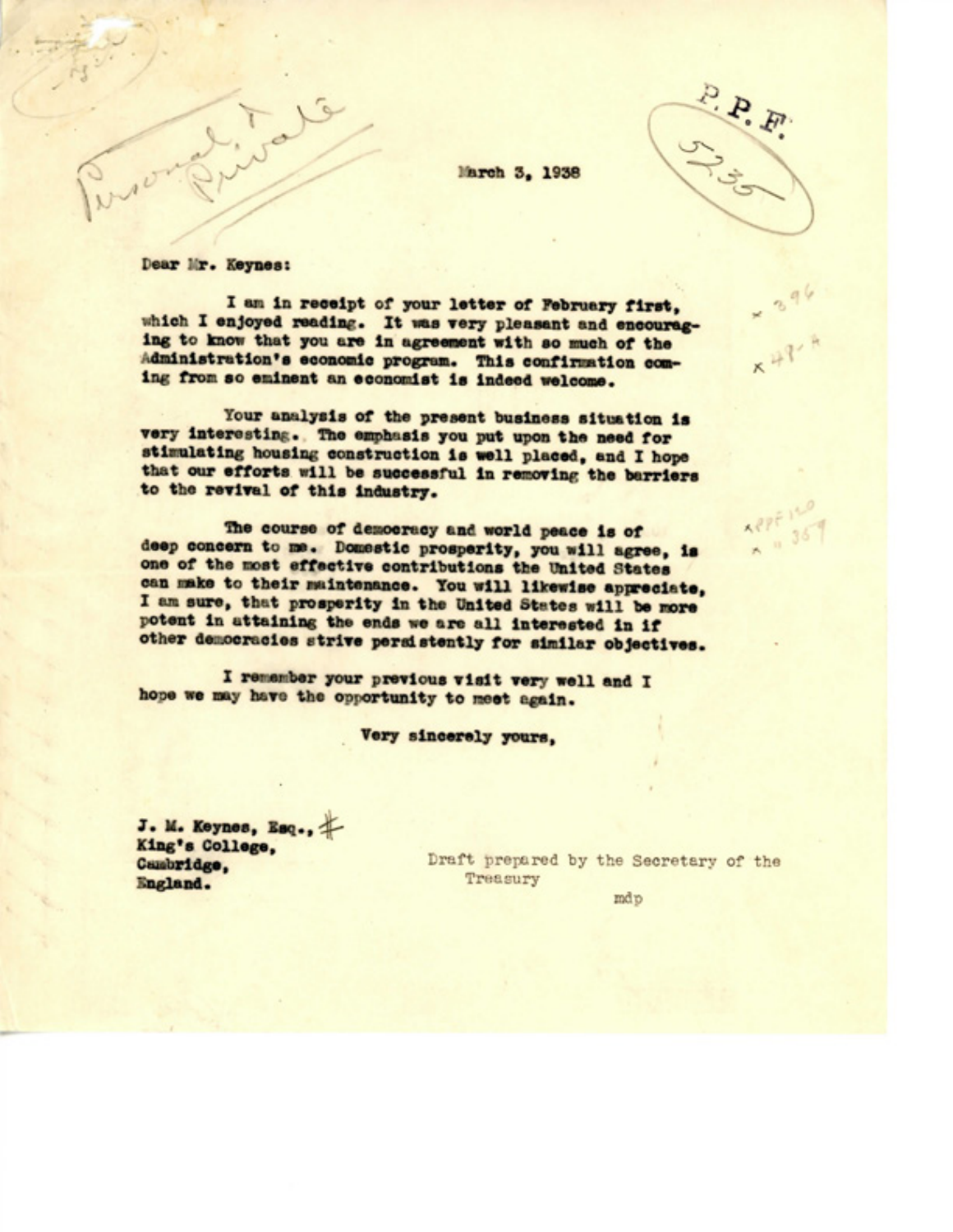Personal & Private

P.P.F. 5235

March 3, 1938

Dear Mr. Keynes:

I am in receipt of your letter of February first, which I enjoyed reading. It was very pleasant and encouraging to know that you are in agreement with so much of the Administration's economic program. This confirmation coming from so eminent an economist is indeed welcome.

Your analysis of the present business situation is very interesting. The emphasis you put upon the need for stimulating housing construction is well placed, and I hope that our efforts will be successful in removing the barriers to the revival of this industry.

The course of democracy and world peace is of deep concern to me. Domestic prosperity, you will agree, is one of the most effective contributions the United States can make to their maintenance. You will likewise appreciate, I am sure, that prosperity in the United States will be more potent in attaining the ends we are all interested in if other democracies strive persistently for similar objectives.

I remember your previous visit very well and I hope we may have the opportunity to meet again.

Very sincerely yours,

J. M. Keynes, Esq.,
King's College,
Cambridge,
England.

Draft prepared by the Secretary of the Treasury

mdp